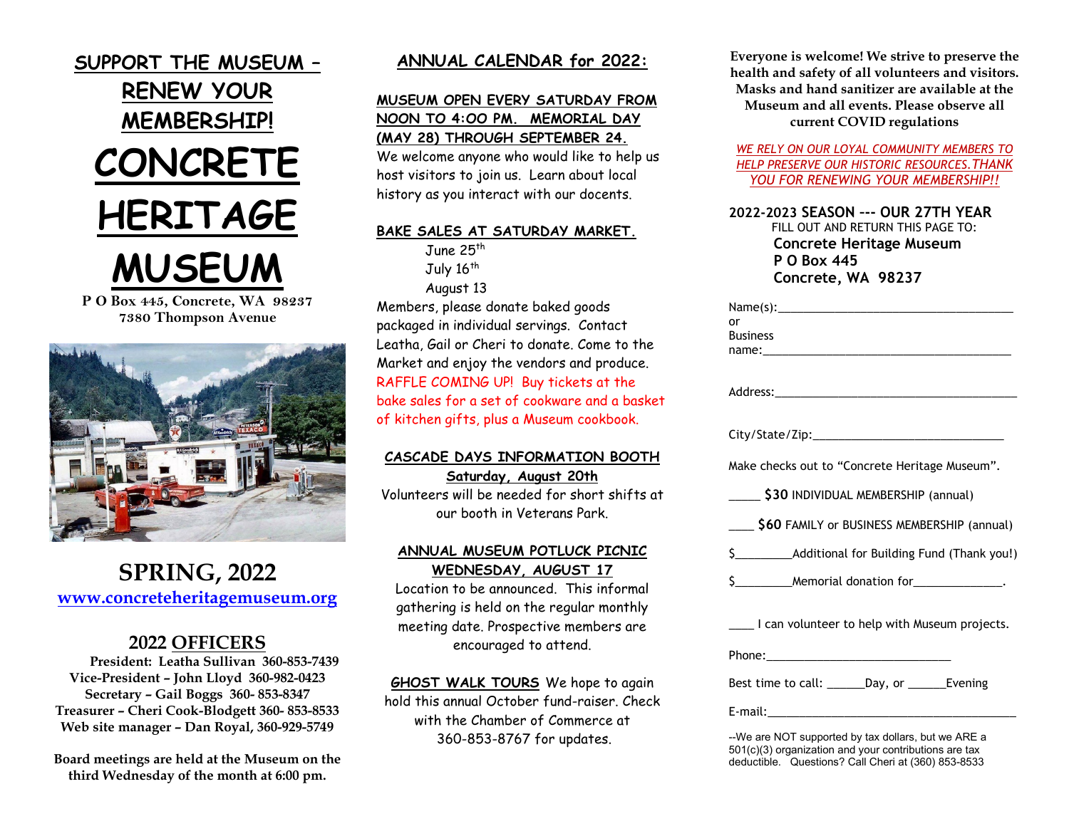## SUPPORT THE MUSEUM – RENEW YOUR MEMBERSHIP!

# CONCRETE HERITAGE MUSEUM

**P O Box 445, Concrete, WA 98237**
**7380 Thompson Avenue**

## SPRING, 2022

[www.concreteheritagemuseum.org](http://www.concreteheritagemuseum.org)

### 2022 OFFICERS

**President: Leatha Sullivan 360-853-7439**
**Vice-President – John Lloyd 360-982-0423**
**Secretary – Gail Boggs 360- 853-8347**
**Treasurer – Cheri Cook-Blodgett 360- 853-8533**
**Web site manager – Dan Royal, 360-929-5749**

**Board meetings are held at the Museum on the third Wednesday of the month at 6:00 pm.**

## ANNUAL CALENDAR for 2022:

**MUSEUM OPEN EVERY SATURDAY FROM NOON TO 4:00 PM. MEMORIAL DAY (MAY 28) THROUGH SEPTEMBER 24.**

We welcome anyone who would like to help us host visitors to join us. Learn about local history as you interact with our docents.

**BAKE SALES AT SATURDAY MARKET.**

June 25th
July 16th
August 13

Members, please donate baked goods packaged in individual servings. Contact Leatha, Gail or Cheri to donate. Come to the Market and enjoy the vendors and produce. RAFFLE COMING UP! Buy tickets at the bake sales for a set of cookware and a basket of kitchen gifts, plus a Museum cookbook.

**CASCADE DAYS INFORMATION BOOTH**
**Saturday, August 20th**

Volunteers will be needed for short shifts at our booth in Veterans Park.

**ANNUAL MUSEUM POTLUCK PICNIC**
**WEDNESDAY, AUGUST 17**

Location to be announced. This informal gathering is held on the regular monthly meeting date. Prospective members are encouraged to attend.

**GHOST WALK TOURS** We hope to again hold this annual October fund-raiser. Check with the Chamber of Commerce at 360-853-8767 for updates.

**Everyone is welcome! We strive to preserve the health and safety of all volunteers and visitors. Masks and hand sanitizer are available at the Museum and all events. Please observe all current COVID regulations**

*WE RELY ON OUR LOYAL COMMUNITY MEMBERS TO HELP PRESERVE OUR HISTORIC RESOURCES. THANK YOU FOR RENEWING YOUR MEMBERSHIP!!*

**2022-2023 SEASON --- OUR 27TH YEAR**
FILL OUT AND RETURN THIS PAGE TO:
**Concrete Heritage Museum**
**P O Box 445**
**Concrete, WA 98237**

Name(s):___________________________________
or
Business name:_____________________________________

Address:_____________________________________

City/State/Zip:_____________________________

Make checks out to "Concrete Heritage Museum".

_____ **$30** INDIVIDUAL MEMBERSHIP (annual)

____ **$60** FAMILY or BUSINESS MEMBERSHIP (annual)

$_________Additional for Building Fund (Thank you!)

$_________Memorial donation for______________.

____ I can volunteer to help with Museum projects.

Phone:_____________________________

Best time to call: ______Day, or ______Evening

E-mail:________________________________________

--We are NOT supported by tax dollars, but we ARE a 501(c)(3) organization and your contributions are tax deductible. Questions? Call Cheri at (360) 853-8533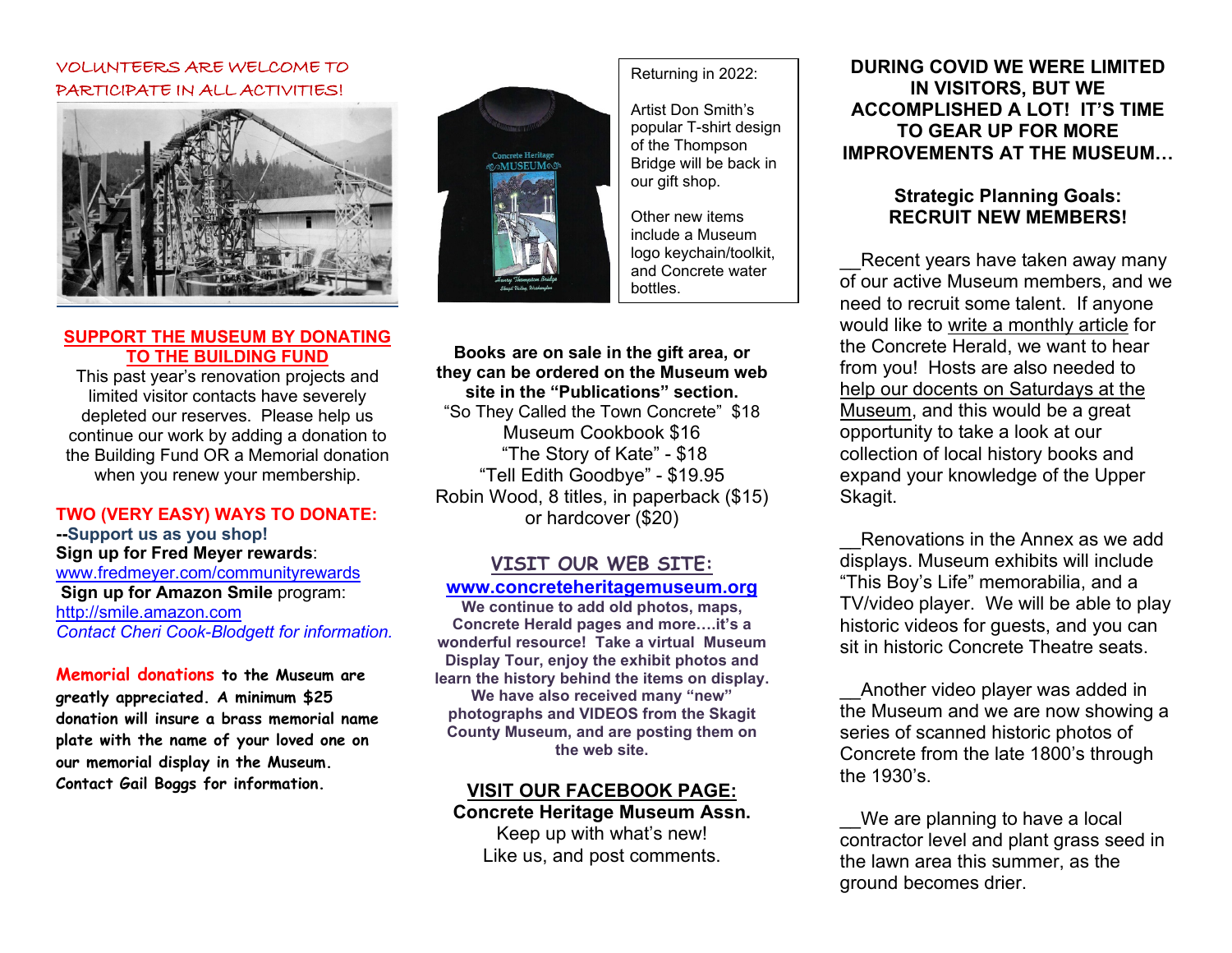VOLUNTEERS ARE WELCOME TO PARTICIPATE IN ALL ACTIVITIES!

## SUPPORT THE MUSEUM BY DONATING TO THE BUILDING FUND

This past year's renovation projects and limited visitor contacts have severely depleted our reserves. Please help us continue our work by adding a donation to the Building Fund OR a Memorial donation when you renew your membership.

## TWO (VERY EASY) WAYS TO DONATE:

**--Support us as you shop!**

**Sign up for Fred Meyer rewards**: www.fredmeyer.com/communityrewards

**Sign up for Amazon Smile** program: http://smile.amazon.com

*Contact Cheri Cook-Blodgett for information.*

**Memorial donations to the Museum are greatly appreciated. A minimum $25 donation will insure a brass memorial name plate with the name of your loved one on our memorial display in the Museum. Contact Gail Boggs for information.**

Returning in 2022:

Artist Don Smith's popular T-shirt design of the Thompson Bridge will be back in our gift shop.

Other new items include a Museum logo keychain/toolkit, and Concrete water bottles.

**Books are on sale in the gift area, or they can be ordered on the Museum web site in the "Publications" section.**

"So They Called the Town Concrete" $18
Museum Cookbook $16
"The Story of Kate" - $18
"Tell Edith Goodbye" - $19.95
Robin Wood, 8 titles, in paperback ($15) or hardcover ($20)

## VISIT OUR WEB SITE:

**www.concreteheritagemuseum.org**

**We continue to add old photos, maps, Concrete Herald pages and more….it's a wonderful resource! Take a virtual Museum Display Tour, enjoy the exhibit photos and learn the history behind the items on display. We have also received many "new" photographs and VIDEOS from the Skagit County Museum, and are posting them on the web site.**

## VISIT OUR FACEBOOK PAGE:

**Concrete Heritage Museum Assn.**

Keep up with what's new!
Like us, and post comments.

## DURING COVID WE WERE LIMITED IN VISITORS, BUT WE ACCOMPLISHED A LOT! IT'S TIME TO GEAR UP FOR MORE IMPROVEMENTS AT THE MUSEUM…

### Strategic Planning Goals: RECRUIT NEW MEMBERS!

__Recent years have taken away many of our active Museum members, and we need to recruit some talent. If anyone would like to write a monthly article for the Concrete Herald, we want to hear from you! Hosts are also needed to help our docents on Saturdays at the Museum, and this would be a great opportunity to take a look at our collection of local history books and expand your knowledge of the Upper Skagit.

__Renovations in the Annex as we add displays. Museum exhibits will include "This Boy's Life" memorabilia, and a TV/video player. We will be able to play historic videos for guests, and you can sit in historic Concrete Theatre seats.

__Another video player was added in the Museum and we are now showing a series of scanned historic photos of Concrete from the late 1800's through the 1930's.

__We are planning to have a local contractor level and plant grass seed in the lawn area this summer, as the ground becomes drier.